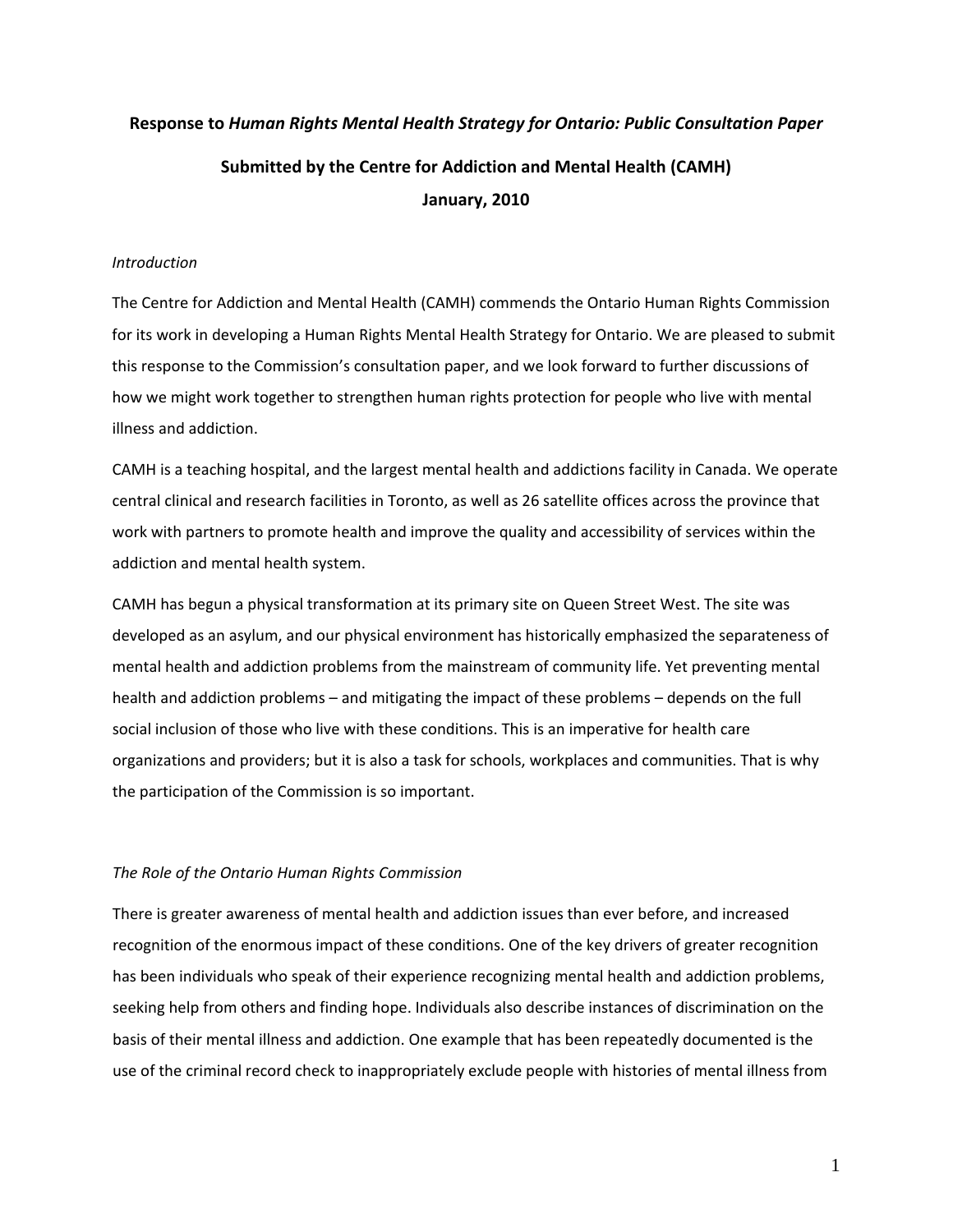**Response to *Human Rights Mental Health Strategy for Ontario: Public Consultation Paper***

**Submitted by the Centre for Addiction and Mental Health (CAMH)**

**January, 2010**

*Introduction*

The Centre for Addiction and Mental Health (CAMH) commends the Ontario Human Rights Commission for its work in developing a Human Rights Mental Health Strategy for Ontario. We are pleased to submit this response to the Commission's consultation paper, and we look forward to further discussions of how we might work together to strengthen human rights protection for people who live with mental illness and addiction.

CAMH is a teaching hospital, and the largest mental health and addictions facility in Canada. We operate central clinical and research facilities in Toronto, as well as 26 satellite offices across the province that work with partners to promote health and improve the quality and accessibility of services within the addiction and mental health system.

CAMH has begun a physical transformation at its primary site on Queen Street West. The site was developed as an asylum, and our physical environment has historically emphasized the separateness of mental health and addiction problems from the mainstream of community life. Yet preventing mental health and addiction problems – and mitigating the impact of these problems – depends on the full social inclusion of those who live with these conditions. This is an imperative for health care organizations and providers; but it is also a task for schools, workplaces and communities. That is why the participation of the Commission is so important.

*The Role of the Ontario Human Rights Commission*

There is greater awareness of mental health and addiction issues than ever before, and increased recognition of the enormous impact of these conditions. One of the key drivers of greater recognition has been individuals who speak of their experience recognizing mental health and addiction problems, seeking help from others and finding hope. Individuals also describe instances of discrimination on the basis of their mental illness and addiction. One example that has been repeatedly documented is the use of the criminal record check to inappropriately exclude people with histories of mental illness from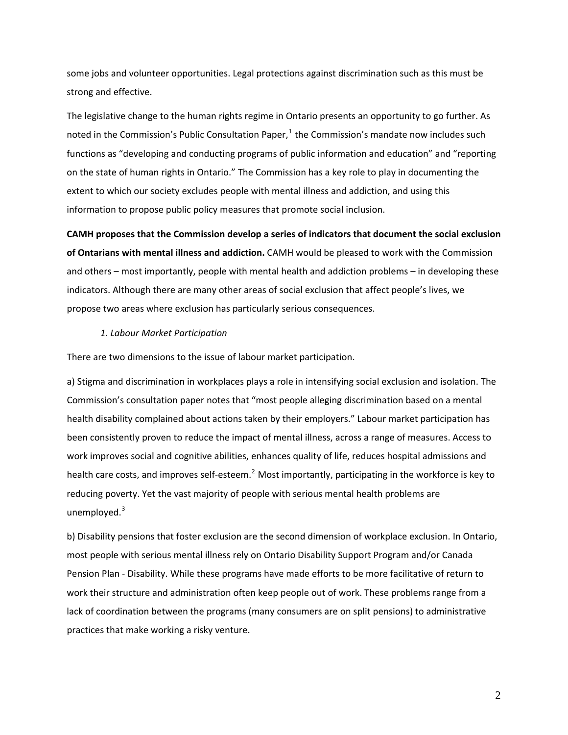some jobs and volunteer opportunities. Legal protections against discrimination such as this must be strong and effective.

The legislative change to the human rights regime in Ontario presents an opportunity to go further. As noted in the Commission's Public Consultation Paper,[1] the Commission's mandate now includes such functions as "developing and conducting programs of public information and education" and "reporting on the state of human rights in Ontario." The Commission has a key role to play in documenting the extent to which our society excludes people with mental illness and addiction, and using this information to propose public policy measures that promote social inclusion.

**CAMH proposes that the Commission develop a series of indicators that document the social exclusion of Ontarians with mental illness and addiction.** CAMH would be pleased to work with the Commission and others – most importantly, people with mental health and addiction problems – in developing these indicators. Although there are many other areas of social exclusion that affect people's lives, we propose two areas where exclusion has particularly serious consequences.

*1. Labour Market Participation*

There are two dimensions to the issue of labour market participation.

a) Stigma and discrimination in workplaces plays a role in intensifying social exclusion and isolation. The Commission's consultation paper notes that "most people alleging discrimination based on a mental health disability complained about actions taken by their employers." Labour market participation has been consistently proven to reduce the impact of mental illness, across a range of measures. Access to work improves social and cognitive abilities, enhances quality of life, reduces hospital admissions and health care costs, and improves self-esteem.[2] Most importantly, participating in the workforce is key to reducing poverty. Yet the vast majority of people with serious mental health problems are unemployed.[3]

b) Disability pensions that foster exclusion are the second dimension of workplace exclusion. In Ontario, most people with serious mental illness rely on Ontario Disability Support Program and/or Canada Pension Plan - Disability. While these programs have made efforts to be more facilitative of return to work their structure and administration often keep people out of work. These problems range from a lack of coordination between the programs (many consumers are on split pensions) to administrative practices that make working a risky venture.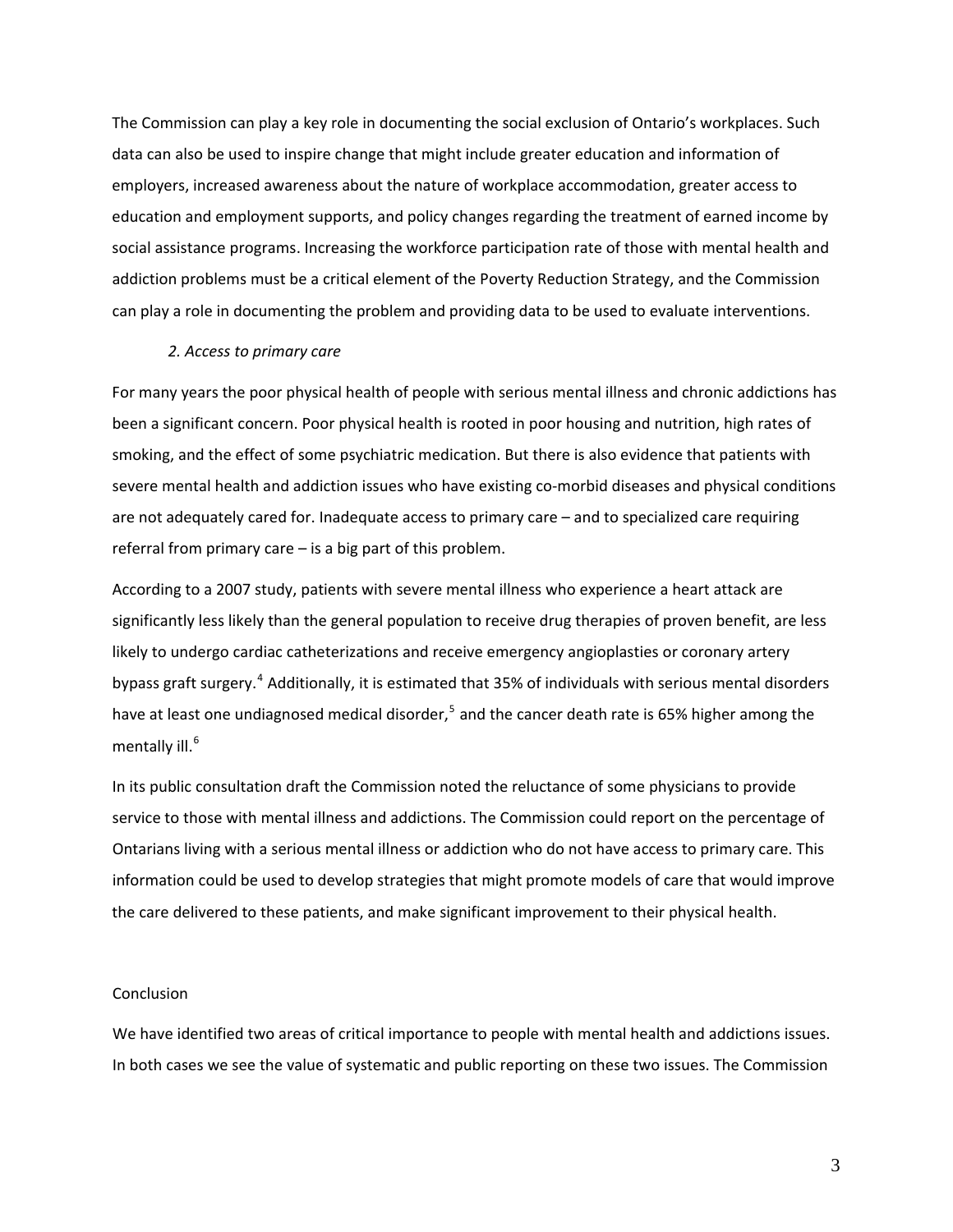The Commission can play a key role in documenting the social exclusion of Ontario's workplaces. Such data can also be used to inspire change that might include greater education and information of employers, increased awareness about the nature of workplace accommodation, greater access to education and employment supports, and policy changes regarding the treatment of earned income by social assistance programs. Increasing the workforce participation rate of those with mental health and addiction problems must be a critical element of the Poverty Reduction Strategy, and the Commission can play a role in documenting the problem and providing data to be used to evaluate interventions.

*2. Access to primary care*

For many years the poor physical health of people with serious mental illness and chronic addictions has been a significant concern. Poor physical health is rooted in poor housing and nutrition, high rates of smoking, and the effect of some psychiatric medication. But there is also evidence that patients with severe mental health and addiction issues who have existing co-morbid diseases and physical conditions are not adequately cared for. Inadequate access to primary care – and to specialized care requiring referral from primary care – is a big part of this problem.

According to a 2007 study, patients with severe mental illness who experience a heart attack are significantly less likely than the general population to receive drug therapies of proven benefit, are less likely to undergo cardiac catheterizations and receive emergency angioplasties or coronary artery bypass graft surgery.[4] Additionally, it is estimated that 35% of individuals with serious mental disorders have at least one undiagnosed medical disorder,[5] and the cancer death rate is 65% higher among the mentally ill.[6]

In its public consultation draft the Commission noted the reluctance of some physicians to provide service to those with mental illness and addictions. The Commission could report on the percentage of Ontarians living with a serious mental illness or addiction who do not have access to primary care. This information could be used to develop strategies that might promote models of care that would improve the care delivered to these patients, and make significant improvement to their physical health.

Conclusion

We have identified two areas of critical importance to people with mental health and addictions issues. In both cases we see the value of systematic and public reporting on these two issues. The Commission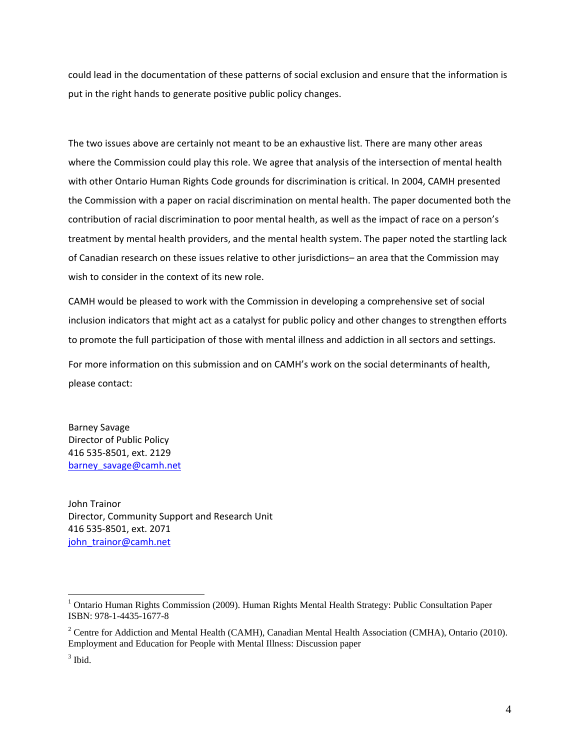could lead in the documentation of these patterns of social exclusion and ensure that the information is put in the right hands to generate positive public policy changes.

The two issues above are certainly not meant to be an exhaustive list. There are many other areas where the Commission could play this role. We agree that analysis of the intersection of mental health with other Ontario Human Rights Code grounds for discrimination is critical. In 2004, CAMH presented the Commission with a paper on racial discrimination on mental health. The paper documented both the contribution of racial discrimination to poor mental health, as well as the impact of race on a person's treatment by mental health providers, and the mental health system. The paper noted the startling lack of Canadian research on these issues relative to other jurisdictions– an area that the Commission may wish to consider in the context of its new role.

CAMH would be pleased to work with the Commission in developing a comprehensive set of social inclusion indicators that might act as a catalyst for public policy and other changes to strengthen efforts to promote the full participation of those with mental illness and addiction in all sectors and settings.

For more information on this submission and on CAMH's work on the social determinants of health, please contact:

Barney Savage
Director of Public Policy
416 535-8501, ext. 2129
barney_savage@camh.net

John Trainor
Director, Community Support and Research Unit
416 535-8501, ext. 2071
john_trainor@camh.net

---

[1] Ontario Human Rights Commission (2009). Human Rights Mental Health Strategy: Public Consultation Paper ISBN: 978-1-4435-1677-8

[2] Centre for Addiction and Mental Health (CAMH), Canadian Mental Health Association (CMHA), Ontario (2010). Employment and Education for People with Mental Illness: Discussion paper

[3] Ibid.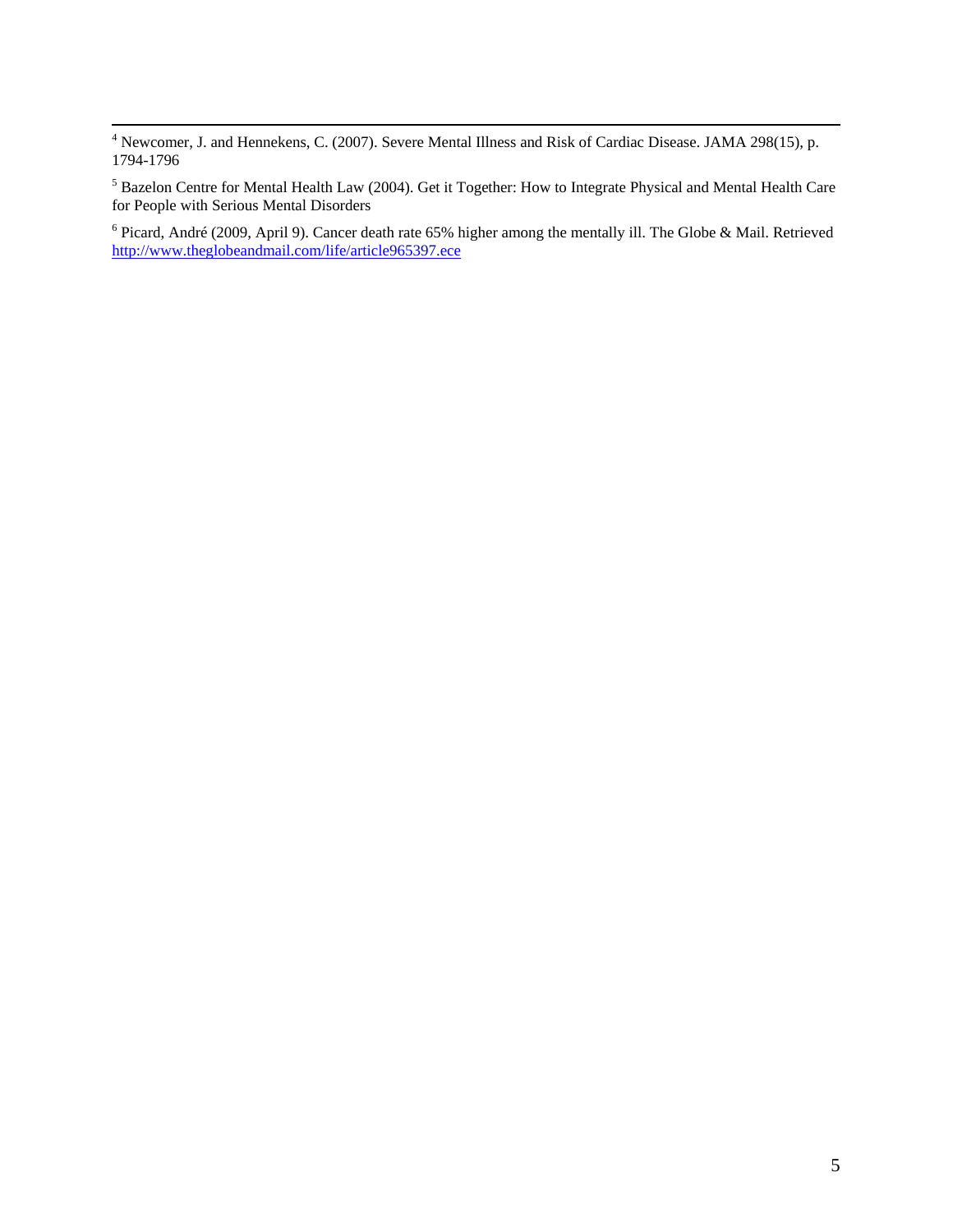[4] Newcomer, J. and Hennekens, C. (2007). Severe Mental Illness and Risk of Cardiac Disease. JAMA 298(15), p. 1794-1796

[5] Bazelon Centre for Mental Health Law (2004). Get it Together: How to Integrate Physical and Mental Health Care for People with Serious Mental Disorders

[6] Picard, André (2009, April 9). Cancer death rate 65% higher among the mentally ill. The Globe & Mail. Retrieved http://www.theglobeandmail.com/life/article965397.ece